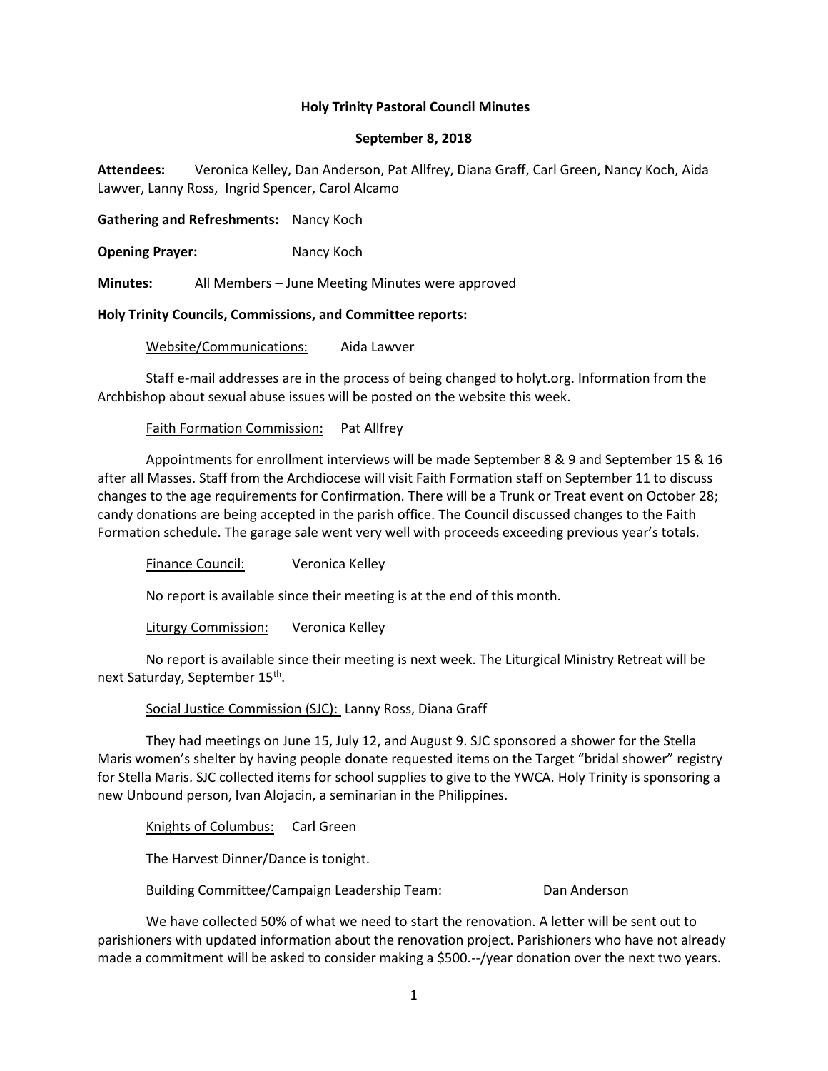# Holy Trinity Pastoral Council Minutes

## September 8, 2018

**Attendees:** Veronica Kelley, Dan Anderson, Pat Allfrey, Diana Graff, Carl Green, Nancy Koch, Aida Lawver, Lanny Ross, Ingrid Spencer, Carol Alcamo

**Gathering and Refreshments:** Nancy Koch

**Opening Prayer:** Nancy Koch

**Minutes:** All Members – June Meeting Minutes were approved

**Holy Trinity Councils, Commissions, and Committee reports:**

Website/Communications: Aida Lawver

Staff e-mail addresses are in the process of being changed to holyt.org. Information from the Archbishop about sexual abuse issues will be posted on the website this week.

Faith Formation Commission: Pat Allfrey

Appointments for enrollment interviews will be made September 8 & 9 and September 15 & 16 after all Masses. Staff from the Archdiocese will visit Faith Formation staff on September 11 to discuss changes to the age requirements for Confirmation. There will be a Trunk or Treat event on October 28; candy donations are being accepted in the parish office. The Council discussed changes to the Faith Formation schedule. The garage sale went very well with proceeds exceeding previous year's totals.

Finance Council: Veronica Kelley

No report is available since their meeting is at the end of this month.

Liturgy Commission: Veronica Kelley

No report is available since their meeting is next week. The Liturgical Ministry Retreat will be next Saturday, September 15th.

Social Justice Commission (SJC): Lanny Ross, Diana Graff

They had meetings on June 15, July 12, and August 9. SJC sponsored a shower for the Stella Maris women's shelter by having people donate requested items on the Target "bridal shower" registry for Stella Maris. SJC collected items for school supplies to give to the YWCA. Holy Trinity is sponsoring a new Unbound person, Ivan Alojacin, a seminarian in the Philippines.

Knights of Columbus: Carl Green

The Harvest Dinner/Dance is tonight.

Building Committee/Campaign Leadership Team: Dan Anderson

We have collected 50% of what we need to start the renovation. A letter will be sent out to parishioners with updated information about the renovation project. Parishioners who have not already made a commitment will be asked to consider making a $500.--/year donation over the next two years.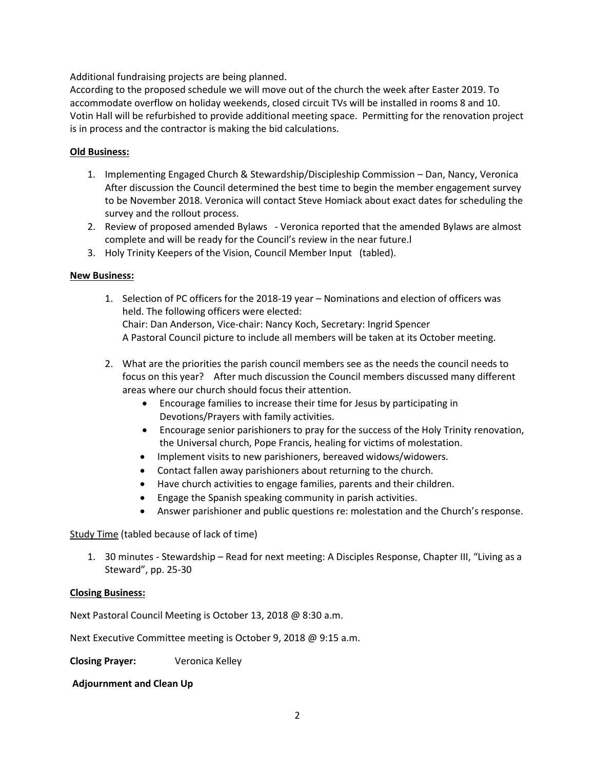Additional fundraising projects are being planned.
According to the proposed schedule we will move out of the church the week after Easter 2019. To accommodate overflow on holiday weekends, closed circuit TVs will be installed in rooms 8 and 10. Votin Hall will be refurbished to provide additional meeting space. Permitting for the renovation project is in process and the contractor is making the bid calculations.

**Old Business:**

1. Implementing Engaged Church & Stewardship/Discipleship Commission – Dan, Nancy, Veronica After discussion the Council determined the best time to begin the member engagement survey to be November 2018. Veronica will contact Steve Homiack about exact dates for scheduling the survey and the rollout process.
2. Review of proposed amended Bylaws - Veronica reported that the amended Bylaws are almost complete and will be ready for the Council's review in the near future.l
3. Holy Trinity Keepers of the Vision, Council Member Input (tabled).

**New Business:**

1. Selection of PC officers for the 2018-19 year – Nominations and election of officers was held. The following officers were elected:
   Chair: Dan Anderson, Vice-chair: Nancy Koch, Secretary: Ingrid Spencer
   A Pastoral Council picture to include all members will be taken at its October meeting.

2. What are the priorities the parish council members see as the needs the council needs to focus on this year? After much discussion the Council members discussed many different areas where our church should focus their attention.
   - Encourage families to increase their time for Jesus by participating in Devotions/Prayers with family activities.
   - Encourage senior parishioners to pray for the success of the Holy Trinity renovation, the Universal church, Pope Francis, healing for victims of molestation.
   - Implement visits to new parishioners, bereaved widows/widowers.
   - Contact fallen away parishioners about returning to the church.
   - Have church activities to engage families, parents and their children.
   - Engage the Spanish speaking community in parish activities.
   - Answer parishioner and public questions re: molestation and the Church's response.

Study Time (tabled because of lack of time)

1. 30 minutes - Stewardship – Read for next meeting: A Disciples Response, Chapter III, "Living as a Steward", pp. 25-30

**Closing Business:**

Next Pastoral Council Meeting is October 13, 2018 @ 8:30 a.m.

Next Executive Committee meeting is October 9, 2018 @ 9:15 a.m.

**Closing Prayer:** Veronica Kelley

**Adjournment and Clean Up**